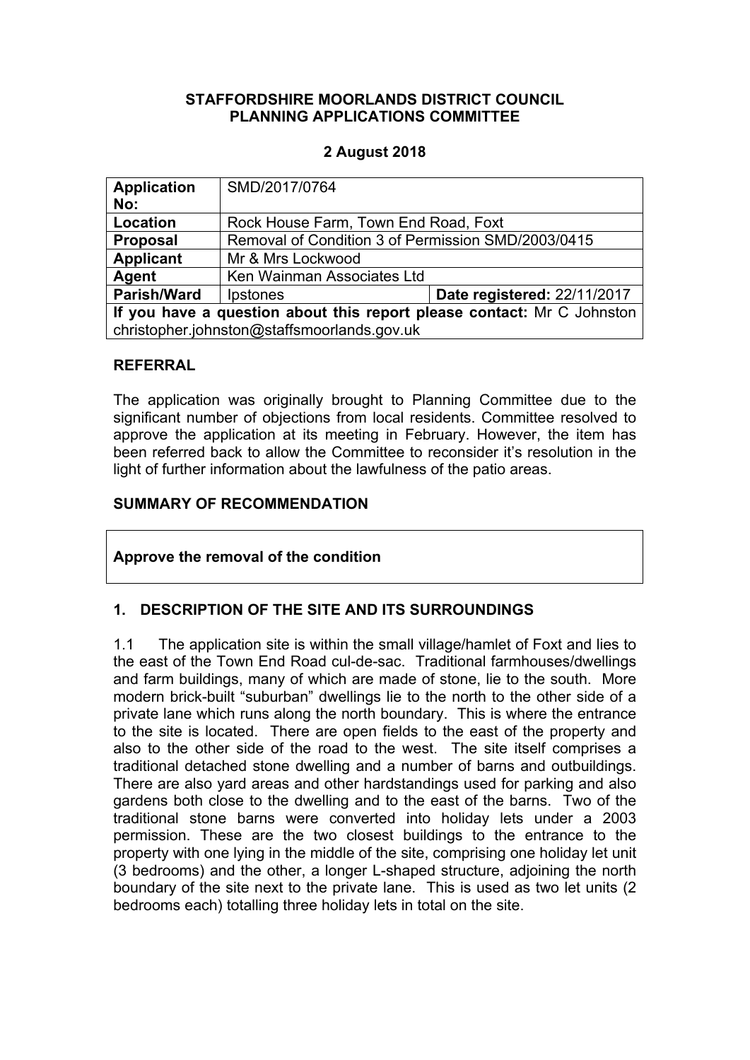**STAFFORDSHIRE MOORLANDS DISTRICT COUNCIL**
**PLANNING APPLICATIONS COMMITTEE**

**2 August 2018**

| **Application No:** | SMD/2017/0764 | |
|---|---|---|
| **Location** | Rock House Farm, Town End Road, Foxt | |
| **Proposal** | Removal of Condition 3 of Permission SMD/2003/0415 | |
| **Applicant** | Mr & Mrs Lockwood | |
| **Agent** | Ken Wainman Associates Ltd | |
| **Parish/Ward** | Ipstones | **Date registered:** 22/11/2017 |
| **If you have a question about this report please contact:** Mr C Johnston christopher.johnston@staffsmoorlands.gov.uk | | |

## REFERRAL

The application was originally brought to Planning Committee due to the significant number of objections from local residents. Committee resolved to approve the application at its meeting in February. However, the item has been referred back to allow the Committee to reconsider it's resolution in the light of further information about the lawfulness of the patio areas.

## SUMMARY OF RECOMMENDATION

**Approve the removal of the condition**

## 1. DESCRIPTION OF THE SITE AND ITS SURROUNDINGS

1.1 The application site is within the small village/hamlet of Foxt and lies to the east of the Town End Road cul-de-sac. Traditional farmhouses/dwellings and farm buildings, many of which are made of stone, lie to the south. More modern brick-built "suburban" dwellings lie to the north to the other side of a private lane which runs along the north boundary. This is where the entrance to the site is located. There are open fields to the east of the property and also to the other side of the road to the west. The site itself comprises a traditional detached stone dwelling and a number of barns and outbuildings. There are also yard areas and other hardstandings used for parking and also gardens both close to the dwelling and to the east of the barns. Two of the traditional stone barns were converted into holiday lets under a 2003 permission. These are the two closest buildings to the entrance to the property with one lying in the middle of the site, comprising one holiday let unit (3 bedrooms) and the other, a longer L-shaped structure, adjoining the north boundary of the site next to the private lane. This is used as two let units (2 bedrooms each) totalling three holiday lets in total on the site.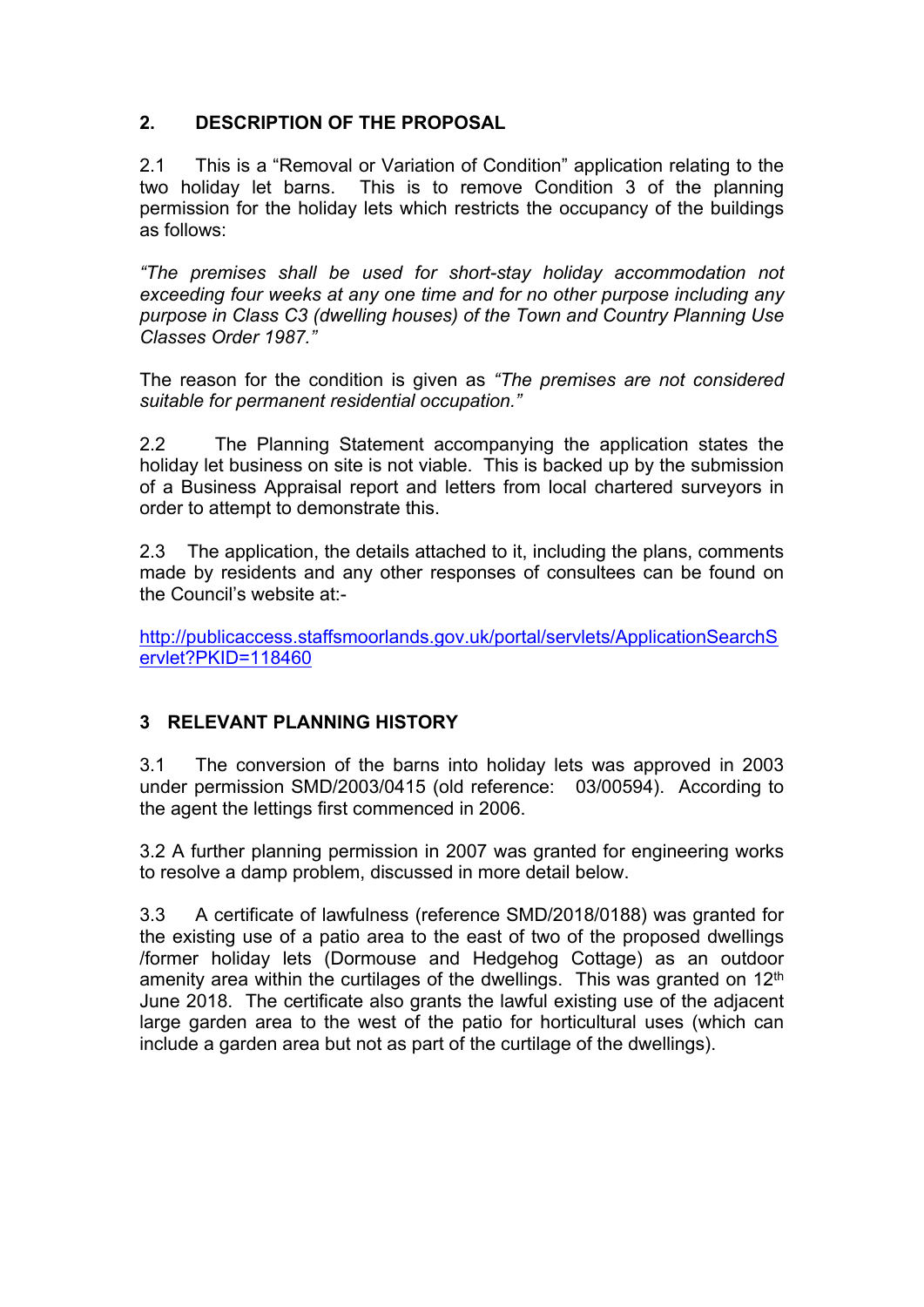## 2. DESCRIPTION OF THE PROPOSAL

2.1 This is a "Removal or Variation of Condition" application relating to the two holiday let barns. This is to remove Condition 3 of the planning permission for the holiday lets which restricts the occupancy of the buildings as follows:

*"The premises shall be used for short-stay holiday accommodation not exceeding four weeks at any one time and for no other purpose including any purpose in Class C3 (dwelling houses) of the Town and Country Planning Use Classes Order 1987."*

The reason for the condition is given as *"The premises are not considered suitable for permanent residential occupation."*

2.2 The Planning Statement accompanying the application states the holiday let business on site is not viable. This is backed up by the submission of a Business Appraisal report and letters from local chartered surveyors in order to attempt to demonstrate this.

2.3 The application, the details attached to it, including the plans, comments made by residents and any other responses of consultees can be found on the Council's website at:-

[http://publicaccess.staffsmoorlands.gov.uk/portal/servlets/ApplicationSearchServlet?PKID=118460](http://publicaccess.staffsmoorlands.gov.uk/portal/servlets/ApplicationSearchServlet?PKID=118460)

## 3 RELEVANT PLANNING HISTORY

3.1 The conversion of the barns into holiday lets was approved in 2003 under permission SMD/2003/0415 (old reference: 03/00594). According to the agent the lettings first commenced in 2006.

3.2 A further planning permission in 2007 was granted for engineering works to resolve a damp problem, discussed in more detail below.

3.3 A certificate of lawfulness (reference SMD/2018/0188) was granted for the existing use of a patio area to the east of two of the proposed dwellings /former holiday lets (Dormouse and Hedgehog Cottage) as an outdoor amenity area within the curtilages of the dwellings. This was granted on 12th June 2018. The certificate also grants the lawful existing use of the adjacent large garden area to the west of the patio for horticultural uses (which can include a garden area but not as part of the curtilage of the dwellings).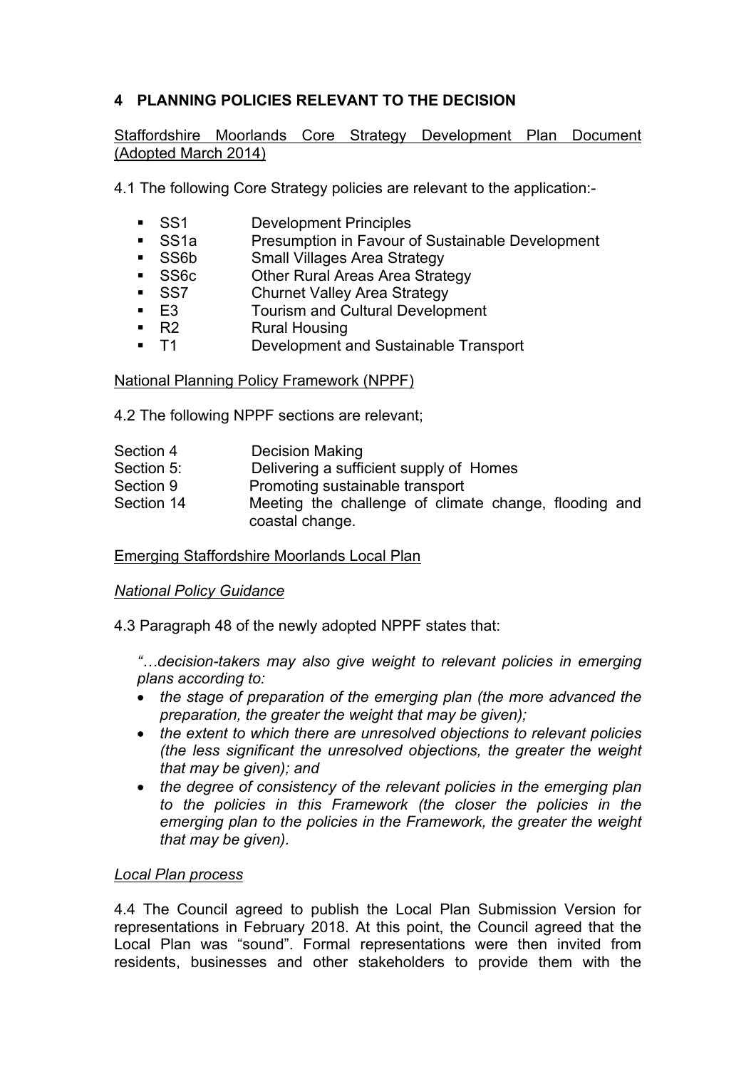## 4 PLANNING POLICIES RELEVANT TO THE DECISION

Staffordshire Moorlands Core Strategy Development Plan Document (Adopted March 2014)

4.1 The following Core Strategy policies are relevant to the application:-

- SS1 Development Principles
- SS1a Presumption in Favour of Sustainable Development
- SS6b Small Villages Area Strategy
- SS6c Other Rural Areas Area Strategy
- SS7 Churnet Valley Area Strategy
- E3 Tourism and Cultural Development
- R2 Rural Housing
- T1 Development and Sustainable Transport

National Planning Policy Framework (NPPF)

4.2 The following NPPF sections are relevant;

| | |
|---|---|
| Section 4 | Decision Making |
| Section 5: | Delivering a sufficient supply of Homes |
| Section 9 | Promoting sustainable transport |
| Section 14 | Meeting the challenge of climate change, flooding and coastal change. |

Emerging Staffordshire Moorlands Local Plan

*National Policy Guidance*

4.3 Paragraph 48 of the newly adopted NPPF states that:

*"…decision-takers may also give weight to relevant policies in emerging plans according to:*

- *the stage of preparation of the emerging plan (the more advanced the preparation, the greater the weight that may be given);*
- *the extent to which there are unresolved objections to relevant policies (the less significant the unresolved objections, the greater the weight that may be given); and*
- *the degree of consistency of the relevant policies in the emerging plan to the policies in this Framework (the closer the policies in the emerging plan to the policies in the Framework, the greater the weight that may be given).*

*Local Plan process*

4.4 The Council agreed to publish the Local Plan Submission Version for representations in February 2018. At this point, the Council agreed that the Local Plan was "sound". Formal representations were then invited from residents, businesses and other stakeholders to provide them with the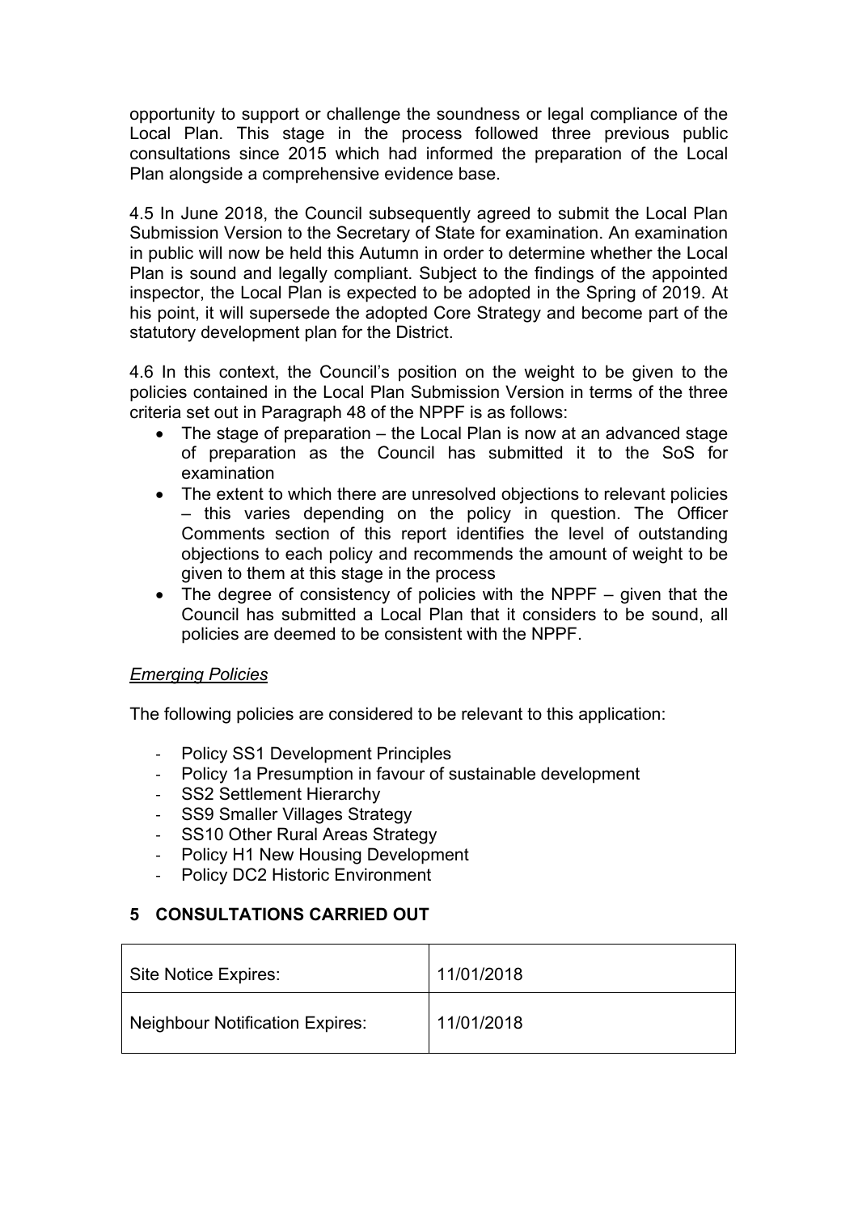opportunity to support or challenge the soundness or legal compliance of the Local Plan. This stage in the process followed three previous public consultations since 2015 which had informed the preparation of the Local Plan alongside a comprehensive evidence base.

4.5 In June 2018, the Council subsequently agreed to submit the Local Plan Submission Version to the Secretary of State for examination. An examination in public will now be held this Autumn in order to determine whether the Local Plan is sound and legally compliant. Subject to the findings of the appointed inspector, the Local Plan is expected to be adopted in the Spring of 2019. At his point, it will supersede the adopted Core Strategy and become part of the statutory development plan for the District.

4.6 In this context, the Council's position on the weight to be given to the policies contained in the Local Plan Submission Version in terms of the three criteria set out in Paragraph 48 of the NPPF is as follows:

- The stage of preparation – the Local Plan is now at an advanced stage of preparation as the Council has submitted it to the SoS for examination
- The extent to which there are unresolved objections to relevant policies – this varies depending on the policy in question. The Officer Comments section of this report identifies the level of outstanding objections to each policy and recommends the amount of weight to be given to them at this stage in the process
- The degree of consistency of policies with the NPPF – given that the Council has submitted a Local Plan that it considers to be sound, all policies are deemed to be consistent with the NPPF.

*Emerging Policies*

The following policies are considered to be relevant to this application:

- Policy SS1 Development Principles
- Policy 1a Presumption in favour of sustainable development
- SS2 Settlement Hierarchy
- SS9 Smaller Villages Strategy
- SS10 Other Rural Areas Strategy
- Policy H1 New Housing Development
- Policy DC2 Historic Environment

## 5 CONSULTATIONS CARRIED OUT

| | |
|---|---|
| Site Notice Expires: | 11/01/2018 |
| Neighbour Notification Expires: | 11/01/2018 |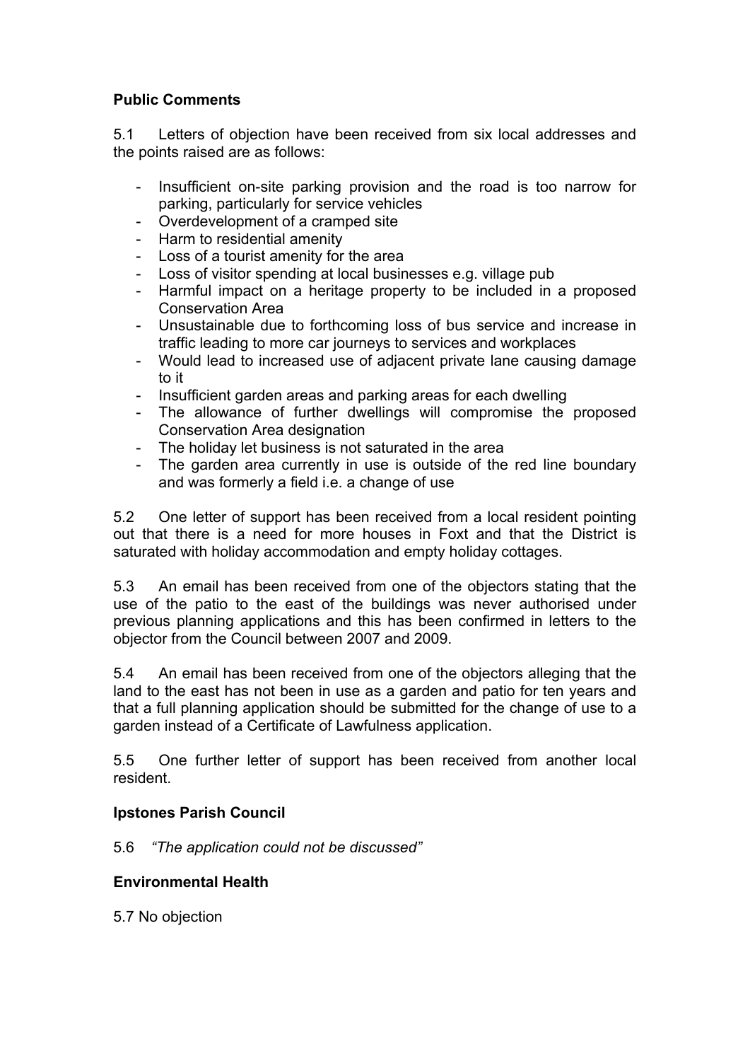**Public Comments**

5.1 Letters of objection have been received from six local addresses and the points raised are as follows:

- Insufficient on-site parking provision and the road is too narrow for parking, particularly for service vehicles
- Overdevelopment of a cramped site
- Harm to residential amenity
- Loss of a tourist amenity for the area
- Loss of visitor spending at local businesses e.g. village pub
- Harmful impact on a heritage property to be included in a proposed Conservation Area
- Unsustainable due to forthcoming loss of bus service and increase in traffic leading to more car journeys to services and workplaces
- Would lead to increased use of adjacent private lane causing damage to it
- Insufficient garden areas and parking areas for each dwelling
- The allowance of further dwellings will compromise the proposed Conservation Area designation
- The holiday let business is not saturated in the area
- The garden area currently in use is outside of the red line boundary and was formerly a field i.e. a change of use

5.2 One letter of support has been received from a local resident pointing out that there is a need for more houses in Foxt and that the District is saturated with holiday accommodation and empty holiday cottages.

5.3 An email has been received from one of the objectors stating that the use of the patio to the east of the buildings was never authorised under previous planning applications and this has been confirmed in letters to the objector from the Council between 2007 and 2009.

5.4 An email has been received from one of the objectors alleging that the land to the east has not been in use as a garden and patio for ten years and that a full planning application should be submitted for the change of use to a garden instead of a Certificate of Lawfulness application.

5.5 One further letter of support has been received from another local resident.

**Ipstones Parish Council**

5.6 *"The application could not be discussed"*

**Environmental Health**

5.7 No objection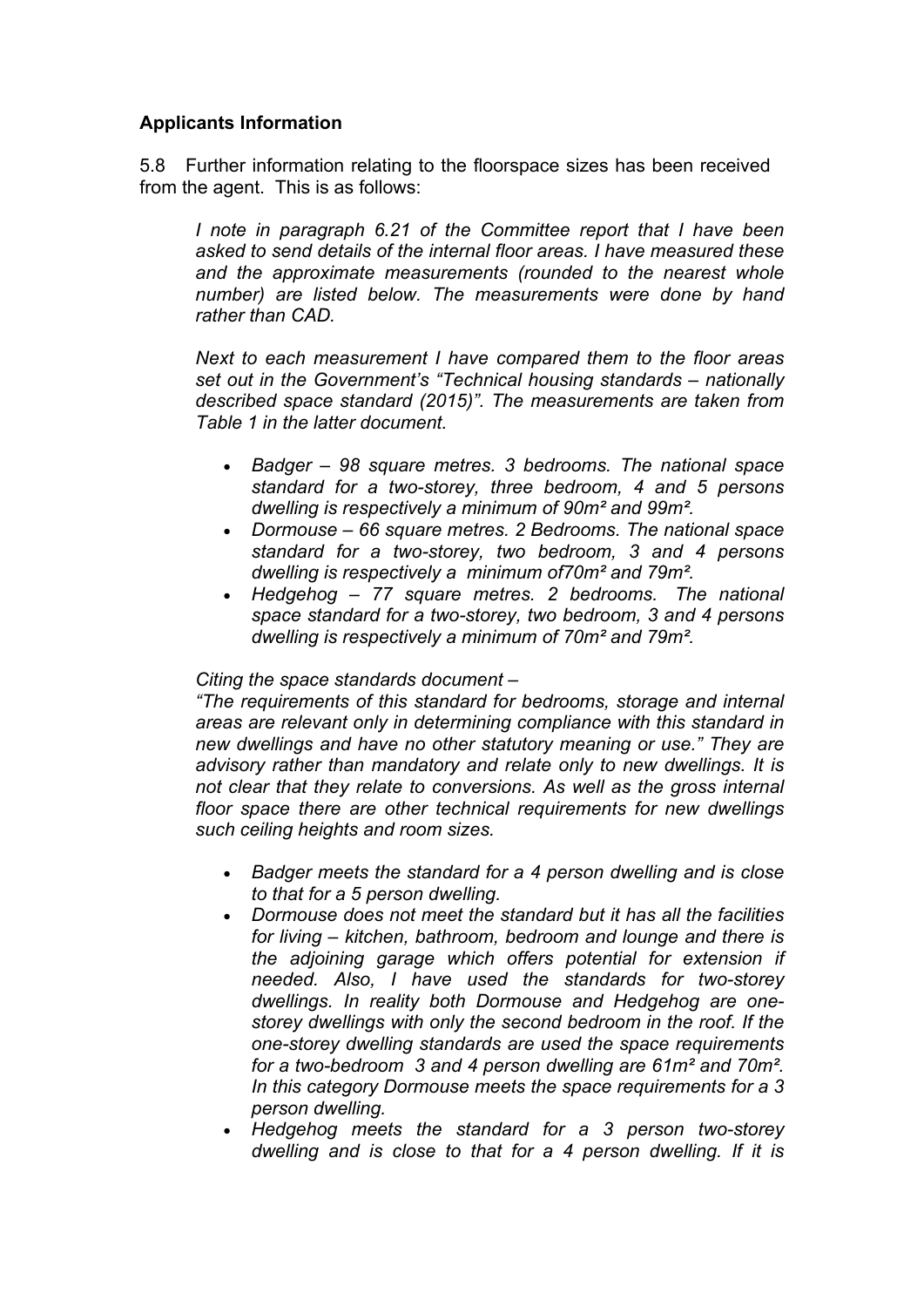**Applicants Information**

5.8 Further information relating to the floorspace sizes has been received from the agent. This is as follows:

> *I note in paragraph 6.21 of the Committee report that I have been asked to send details of the internal floor areas. I have measured these and the approximate measurements (rounded to the nearest whole number) are listed below. The measurements were done by hand rather than CAD.*
>
> *Next to each measurement I have compared them to the floor areas set out in the Government's "Technical housing standards – nationally described space standard (2015)". The measurements are taken from Table 1 in the latter document.*
>
> - *Badger – 98 square metres. 3 bedrooms. The national space standard for a two-storey, three bedroom, 4 and 5 persons dwelling is respectively a minimum of 90m² and 99m².*
> - *Dormouse – 66 square metres. 2 Bedrooms. The national space standard for a two-storey, two bedroom, 3 and 4 persons dwelling is respectively a minimum of70m² and 79m².*
> - *Hedgehog – 77 square metres. 2 bedrooms. The national space standard for a two-storey, two bedroom, 3 and 4 persons dwelling is respectively a minimum of 70m² and 79m².*
>
> *Citing the space standards document –*
> *"The requirements of this standard for bedrooms, storage and internal areas are relevant only in determining compliance with this standard in new dwellings and have no other statutory meaning or use." They are advisory rather than mandatory and relate only to new dwellings. It is not clear that they relate to conversions. As well as the gross internal floor space there are other technical requirements for new dwellings such ceiling heights and room sizes.*
>
> - *Badger meets the standard for a 4 person dwelling and is close to that for a 5 person dwelling.*
> - *Dormouse does not meet the standard but it has all the facilities for living – kitchen, bathroom, bedroom and lounge and there is the adjoining garage which offers potential for extension if needed. Also, I have used the standards for two-storey dwellings. In reality both Dormouse and Hedgehog are one-storey dwellings with only the second bedroom in the roof. If the one-storey dwelling standards are used the space requirements for a two-bedroom 3 and 4 person dwelling are 61m² and 70m². In this category Dormouse meets the space requirements for a 3 person dwelling.*
> - *Hedgehog meets the standard for a 3 person two-storey dwelling and is close to that for a 4 person dwelling. If it is*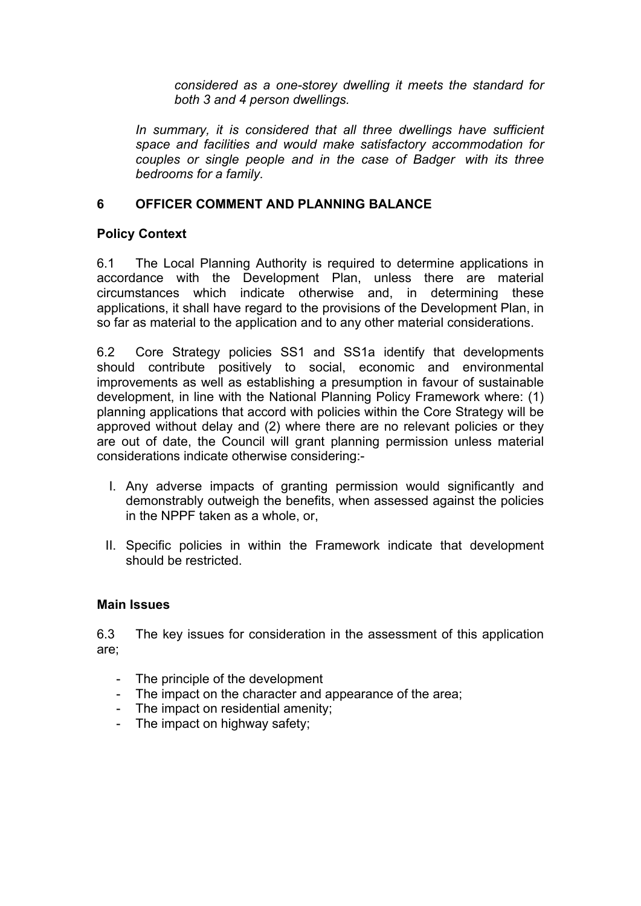*considered as a one-storey dwelling it meets the standard for both 3 and 4 person dwellings.*

*In summary, it is considered that all three dwellings have sufficient space and facilities and would make satisfactory accommodation for couples or single people and in the case of Badger with its three bedrooms for a family.*

## 6 OFFICER COMMENT AND PLANNING BALANCE

### Policy Context

6.1 The Local Planning Authority is required to determine applications in accordance with the Development Plan, unless there are material circumstances which indicate otherwise and, in determining these applications, it shall have regard to the provisions of the Development Plan, in so far as material to the application and to any other material considerations.

6.2 Core Strategy policies SS1 and SS1a identify that developments should contribute positively to social, economic and environmental improvements as well as establishing a presumption in favour of sustainable development, in line with the National Planning Policy Framework where: (1) planning applications that accord with policies within the Core Strategy will be approved without delay and (2) where there are no relevant policies or they are out of date, the Council will grant planning permission unless material considerations indicate otherwise considering:-

I. Any adverse impacts of granting permission would significantly and demonstrably outweigh the benefits, when assessed against the policies in the NPPF taken as a whole, or,

II. Specific policies in within the Framework indicate that development should be restricted.

### Main Issues

6.3 The key issues for consideration in the assessment of this application are;

- The principle of the development
- The impact on the character and appearance of the area;
- The impact on residential amenity;
- The impact on highway safety;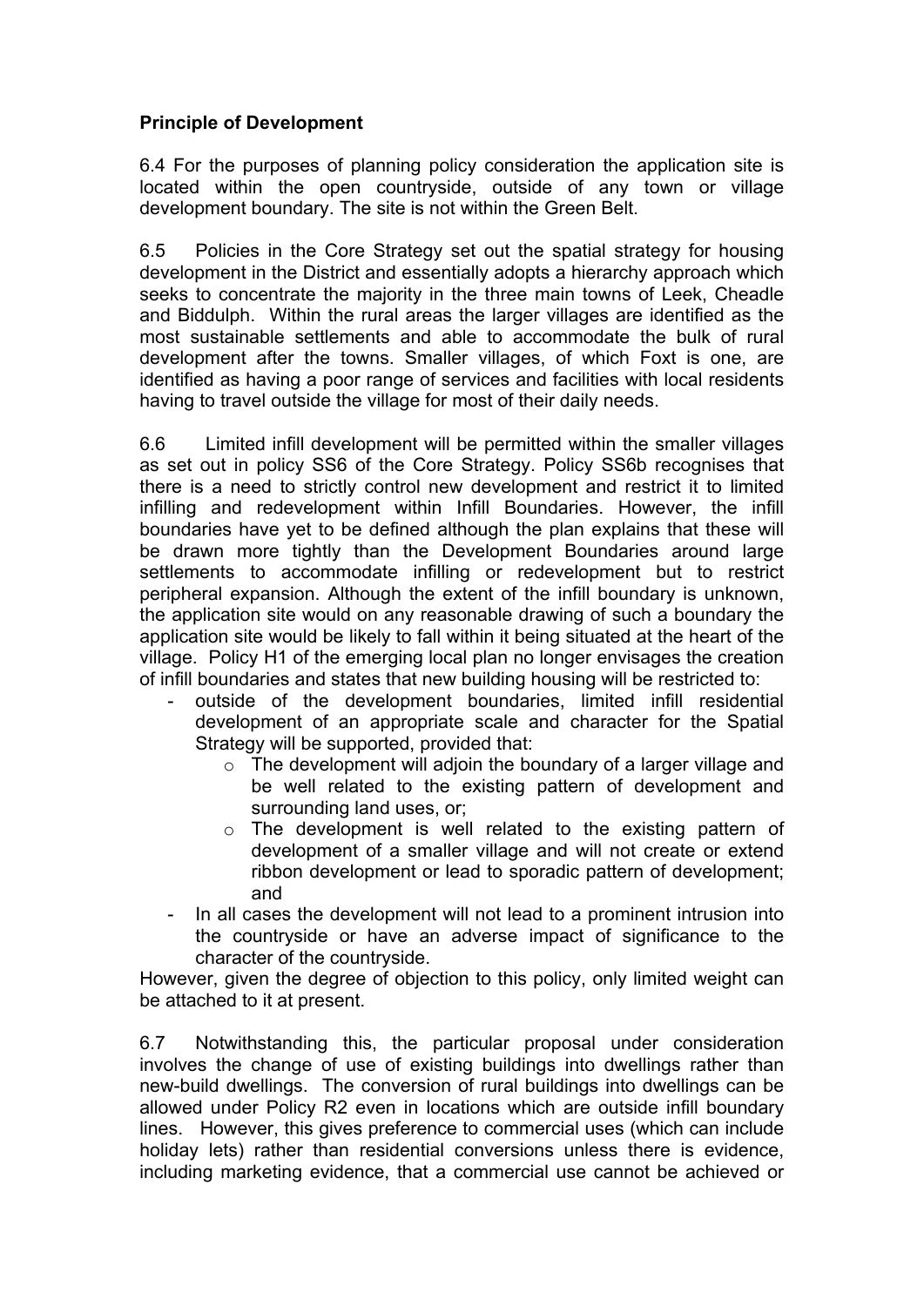**Principle of Development**

6.4 For the purposes of planning policy consideration the application site is located within the open countryside, outside of any town or village development boundary. The site is not within the Green Belt.

6.5 Policies in the Core Strategy set out the spatial strategy for housing development in the District and essentially adopts a hierarchy approach which seeks to concentrate the majority in the three main towns of Leek, Cheadle and Biddulph. Within the rural areas the larger villages are identified as the most sustainable settlements and able to accommodate the bulk of rural development after the towns. Smaller villages, of which Foxt is one, are identified as having a poor range of services and facilities with local residents having to travel outside the village for most of their daily needs.

6.6 Limited infill development will be permitted within the smaller villages as set out in policy SS6 of the Core Strategy. Policy SS6b recognises that there is a need to strictly control new development and restrict it to limited infilling and redevelopment within Infill Boundaries. However, the infill boundaries have yet to be defined although the plan explains that these will be drawn more tightly than the Development Boundaries around large settlements to accommodate infilling or redevelopment but to restrict peripheral expansion. Although the extent of the infill boundary is unknown, the application site would on any reasonable drawing of such a boundary the application site would be likely to fall within it being situated at the heart of the village. Policy H1 of the emerging local plan no longer envisages the creation of infill boundaries and states that new building housing will be restricted to:

- outside of the development boundaries, limited infill residential development of an appropriate scale and character for the Spatial Strategy will be supported, provided that:
    - The development will adjoin the boundary of a larger village and be well related to the existing pattern of development and surrounding land uses, or;
    - The development is well related to the existing pattern of development of a smaller village and will not create or extend ribbon development or lead to sporadic pattern of development; and
- In all cases the development will not lead to a prominent intrusion into the countryside or have an adverse impact of significance to the character of the countryside.

However, given the degree of objection to this policy, only limited weight can be attached to it at present.

6.7 Notwithstanding this, the particular proposal under consideration involves the change of use of existing buildings into dwellings rather than new-build dwellings. The conversion of rural buildings into dwellings can be allowed under Policy R2 even in locations which are outside infill boundary lines. However, this gives preference to commercial uses (which can include holiday lets) rather than residential conversions unless there is evidence, including marketing evidence, that a commercial use cannot be achieved or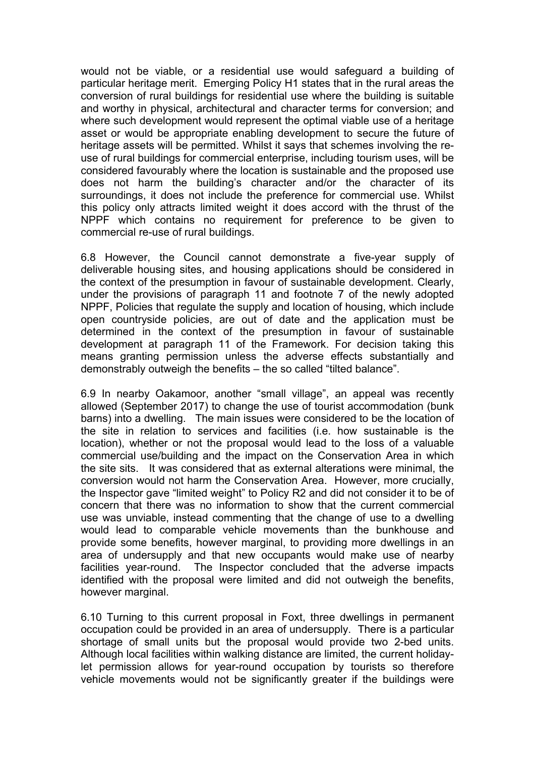would not be viable, or a residential use would safeguard a building of particular heritage merit. Emerging Policy H1 states that in the rural areas the conversion of rural buildings for residential use where the building is suitable and worthy in physical, architectural and character terms for conversion; and where such development would represent the optimal viable use of a heritage asset or would be appropriate enabling development to secure the future of heritage assets will be permitted. Whilst it says that schemes involving the re-use of rural buildings for commercial enterprise, including tourism uses, will be considered favourably where the location is sustainable and the proposed use does not harm the building's character and/or the character of its surroundings, it does not include the preference for commercial use. Whilst this policy only attracts limited weight it does accord with the thrust of the NPPF which contains no requirement for preference to be given to commercial re-use of rural buildings.

6.8 However, the Council cannot demonstrate a five-year supply of deliverable housing sites, and housing applications should be considered in the context of the presumption in favour of sustainable development. Clearly, under the provisions of paragraph 11 and footnote 7 of the newly adopted NPPF, Policies that regulate the supply and location of housing, which include open countryside policies, are out of date and the application must be determined in the context of the presumption in favour of sustainable development at paragraph 11 of the Framework. For decision taking this means granting permission unless the adverse effects substantially and demonstrably outweigh the benefits – the so called "tilted balance".

6.9 In nearby Oakamoor, another "small village", an appeal was recently allowed (September 2017) to change the use of tourist accommodation (bunk barns) into a dwelling. The main issues were considered to be the location of the site in relation to services and facilities (i.e. how sustainable is the location), whether or not the proposal would lead to the loss of a valuable commercial use/building and the impact on the Conservation Area in which the site sits. It was considered that as external alterations were minimal, the conversion would not harm the Conservation Area. However, more crucially, the Inspector gave "limited weight" to Policy R2 and did not consider it to be of concern that there was no information to show that the current commercial use was unviable, instead commenting that the change of use to a dwelling would lead to comparable vehicle movements than the bunkhouse and provide some benefits, however marginal, to providing more dwellings in an area of undersupply and that new occupants would make use of nearby facilities year-round. The Inspector concluded that the adverse impacts identified with the proposal were limited and did not outweigh the benefits, however marginal.

6.10 Turning to this current proposal in Foxt, three dwellings in permanent occupation could be provided in an area of undersupply. There is a particular shortage of small units but the proposal would provide two 2-bed units. Although local facilities within walking distance are limited, the current holiday-let permission allows for year-round occupation by tourists so therefore vehicle movements would not be significantly greater if the buildings were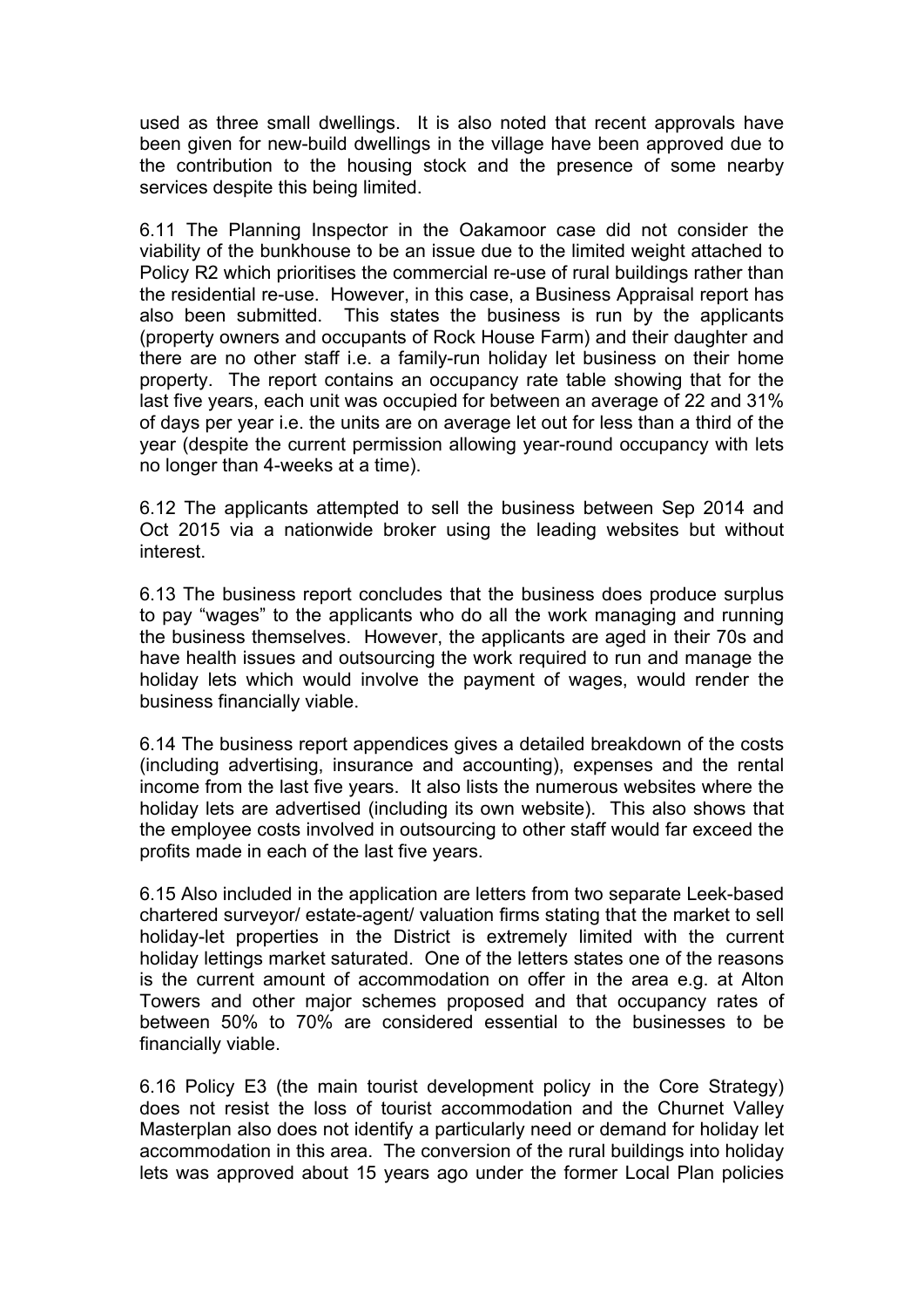used as three small dwellings. It is also noted that recent approvals have been given for new-build dwellings in the village have been approved due to the contribution to the housing stock and the presence of some nearby services despite this being limited.

6.11 The Planning Inspector in the Oakamoor case did not consider the viability of the bunkhouse to be an issue due to the limited weight attached to Policy R2 which prioritises the commercial re-use of rural buildings rather than the residential re-use. However, in this case, a Business Appraisal report has also been submitted. This states the business is run by the applicants (property owners and occupants of Rock House Farm) and their daughter and there are no other staff i.e. a family-run holiday let business on their home property. The report contains an occupancy rate table showing that for the last five years, each unit was occupied for between an average of 22 and 31% of days per year i.e. the units are on average let out for less than a third of the year (despite the current permission allowing year-round occupancy with lets no longer than 4-weeks at a time).

6.12 The applicants attempted to sell the business between Sep 2014 and Oct 2015 via a nationwide broker using the leading websites but without interest.

6.13 The business report concludes that the business does produce surplus to pay "wages" to the applicants who do all the work managing and running the business themselves. However, the applicants are aged in their 70s and have health issues and outsourcing the work required to run and manage the holiday lets which would involve the payment of wages, would render the business financially viable.

6.14 The business report appendices gives a detailed breakdown of the costs (including advertising, insurance and accounting), expenses and the rental income from the last five years. It also lists the numerous websites where the holiday lets are advertised (including its own website). This also shows that the employee costs involved in outsourcing to other staff would far exceed the profits made in each of the last five years.

6.15 Also included in the application are letters from two separate Leek-based chartered surveyor/ estate-agent/ valuation firms stating that the market to sell holiday-let properties in the District is extremely limited with the current holiday lettings market saturated. One of the letters states one of the reasons is the current amount of accommodation on offer in the area e.g. at Alton Towers and other major schemes proposed and that occupancy rates of between 50% to 70% are considered essential to the businesses to be financially viable.

6.16 Policy E3 (the main tourist development policy in the Core Strategy) does not resist the loss of tourist accommodation and the Churnet Valley Masterplan also does not identify a particularly need or demand for holiday let accommodation in this area. The conversion of the rural buildings into holiday lets was approved about 15 years ago under the former Local Plan policies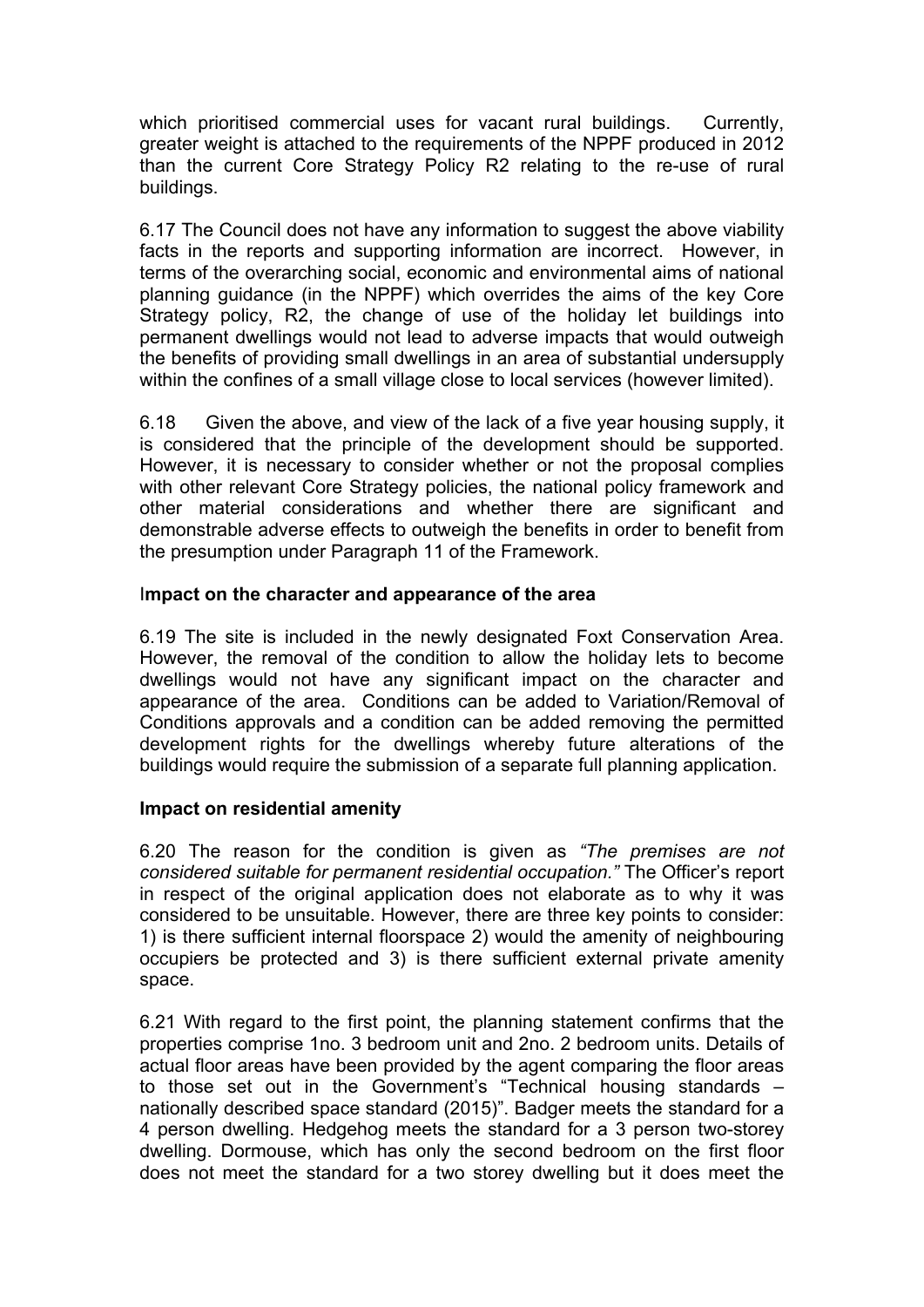which prioritised commercial uses for vacant rural buildings. Currently, greater weight is attached to the requirements of the NPPF produced in 2012 than the current Core Strategy Policy R2 relating to the re-use of rural buildings.

6.17 The Council does not have any information to suggest the above viability facts in the reports and supporting information are incorrect. However, in terms of the overarching social, economic and environmental aims of national planning guidance (in the NPPF) which overrides the aims of the key Core Strategy policy, R2, the change of use of the holiday let buildings into permanent dwellings would not lead to adverse impacts that would outweigh the benefits of providing small dwellings in an area of substantial undersupply within the confines of a small village close to local services (however limited).

6.18 Given the above, and view of the lack of a five year housing supply, it is considered that the principle of the development should be supported. However, it is necessary to consider whether or not the proposal complies with other relevant Core Strategy policies, the national policy framework and other material considerations and whether there are significant and demonstrable adverse effects to outweigh the benefits in order to benefit from the presumption under Paragraph 11 of the Framework.

**Impact on the character and appearance of the area**

6.19 The site is included in the newly designated Foxt Conservation Area. However, the removal of the condition to allow the holiday lets to become dwellings would not have any significant impact on the character and appearance of the area. Conditions can be added to Variation/Removal of Conditions approvals and a condition can be added removing the permitted development rights for the dwellings whereby future alterations of the buildings would require the submission of a separate full planning application.

**Impact on residential amenity**

6.20 The reason for the condition is given as *"The premises are not considered suitable for permanent residential occupation."* The Officer's report in respect of the original application does not elaborate as to why it was considered to be unsuitable. However, there are three key points to consider: 1) is there sufficient internal floorspace 2) would the amenity of neighbouring occupiers be protected and 3) is there sufficient external private amenity space.

6.21 With regard to the first point, the planning statement confirms that the properties comprise 1no. 3 bedroom unit and 2no. 2 bedroom units. Details of actual floor areas have been provided by the agent comparing the floor areas to those set out in the Government's "Technical housing standards – nationally described space standard (2015)". Badger meets the standard for a 4 person dwelling. Hedgehog meets the standard for a 3 person two-storey dwelling. Dormouse, which has only the second bedroom on the first floor does not meet the standard for a two storey dwelling but it does meet the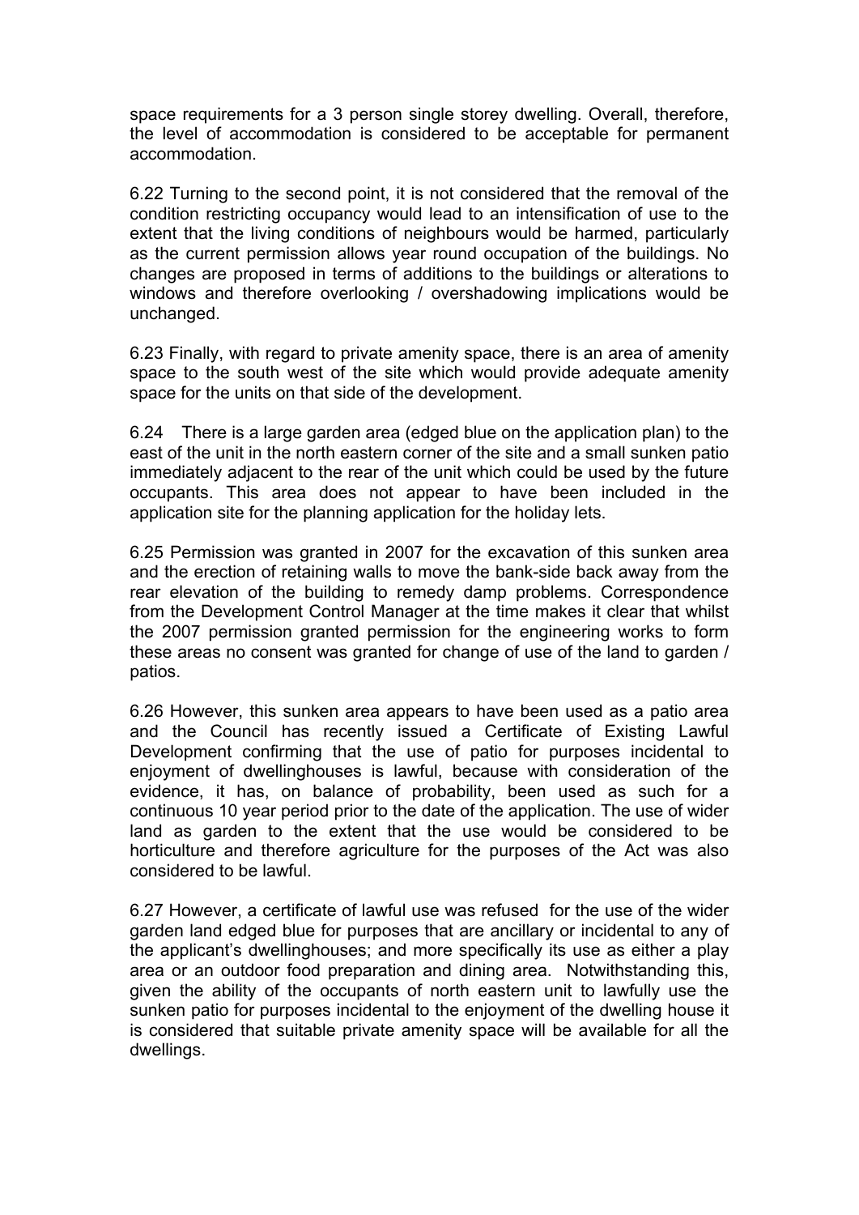space requirements for a 3 person single storey dwelling. Overall, therefore, the level of accommodation is considered to be acceptable for permanent accommodation.

6.22 Turning to the second point, it is not considered that the removal of the condition restricting occupancy would lead to an intensification of use to the extent that the living conditions of neighbours would be harmed, particularly as the current permission allows year round occupation of the buildings. No changes are proposed in terms of additions to the buildings or alterations to windows and therefore overlooking / overshadowing implications would be unchanged.

6.23 Finally, with regard to private amenity space, there is an area of amenity space to the south west of the site which would provide adequate amenity space for the units on that side of the development.

6.24 There is a large garden area (edged blue on the application plan) to the east of the unit in the north eastern corner of the site and a small sunken patio immediately adjacent to the rear of the unit which could be used by the future occupants. This area does not appear to have been included in the application site for the planning application for the holiday lets.

6.25 Permission was granted in 2007 for the excavation of this sunken area and the erection of retaining walls to move the bank-side back away from the rear elevation of the building to remedy damp problems. Correspondence from the Development Control Manager at the time makes it clear that whilst the 2007 permission granted permission for the engineering works to form these areas no consent was granted for change of use of the land to garden / patios.

6.26 However, this sunken area appears to have been used as a patio area and the Council has recently issued a Certificate of Existing Lawful Development confirming that the use of patio for purposes incidental to enjoyment of dwellinghouses is lawful, because with consideration of the evidence, it has, on balance of probability, been used as such for a continuous 10 year period prior to the date of the application. The use of wider land as garden to the extent that the use would be considered to be horticulture and therefore agriculture for the purposes of the Act was also considered to be lawful.

6.27 However, a certificate of lawful use was refused for the use of the wider garden land edged blue for purposes that are ancillary or incidental to any of the applicant's dwellinghouses; and more specifically its use as either a play area or an outdoor food preparation and dining area. Notwithstanding this, given the ability of the occupants of north eastern unit to lawfully use the sunken patio for purposes incidental to the enjoyment of the dwelling house it is considered that suitable private amenity space will be available for all the dwellings.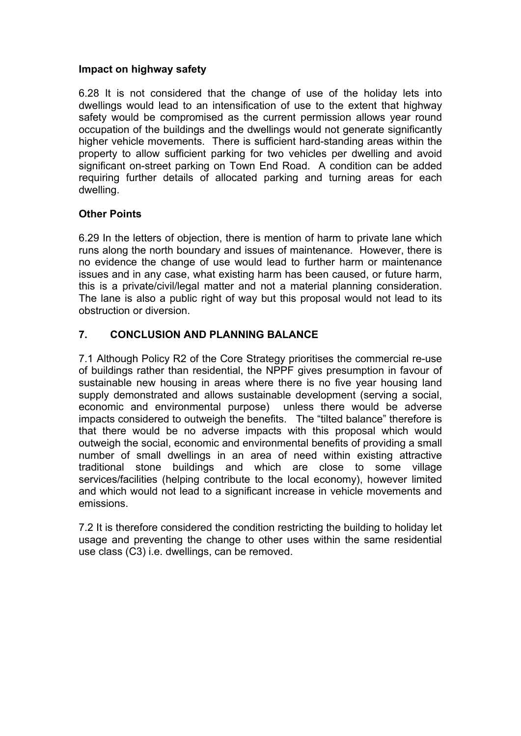**Impact on highway safety**

6.28 It is not considered that the change of use of the holiday lets into dwellings would lead to an intensification of use to the extent that highway safety would be compromised as the current permission allows year round occupation of the buildings and the dwellings would not generate significantly higher vehicle movements. There is sufficient hard-standing areas within the property to allow sufficient parking for two vehicles per dwelling and avoid significant on-street parking on Town End Road. A condition can be added requiring further details of allocated parking and turning areas for each dwelling.

**Other Points**

6.29 In the letters of objection, there is mention of harm to private lane which runs along the north boundary and issues of maintenance. However, there is no evidence the change of use would lead to further harm or maintenance issues and in any case, what existing harm has been caused, or future harm, this is a private/civil/legal matter and not a material planning consideration. The lane is also a public right of way but this proposal would not lead to its obstruction or diversion.

## 7. CONCLUSION AND PLANNING BALANCE

7.1 Although Policy R2 of the Core Strategy prioritises the commercial re-use of buildings rather than residential, the NPPF gives presumption in favour of sustainable new housing in areas where there is no five year housing land supply demonstrated and allows sustainable development (serving a social, economic and environmental purpose) unless there would be adverse impacts considered to outweigh the benefits. The "tilted balance" therefore is that there would be no adverse impacts with this proposal which would outweigh the social, economic and environmental benefits of providing a small number of small dwellings in an area of need within existing attractive traditional stone buildings and which are close to some village services/facilities (helping contribute to the local economy), however limited and which would not lead to a significant increase in vehicle movements and emissions.

7.2 It is therefore considered the condition restricting the building to holiday let usage and preventing the change to other uses within the same residential use class (C3) i.e. dwellings, can be removed.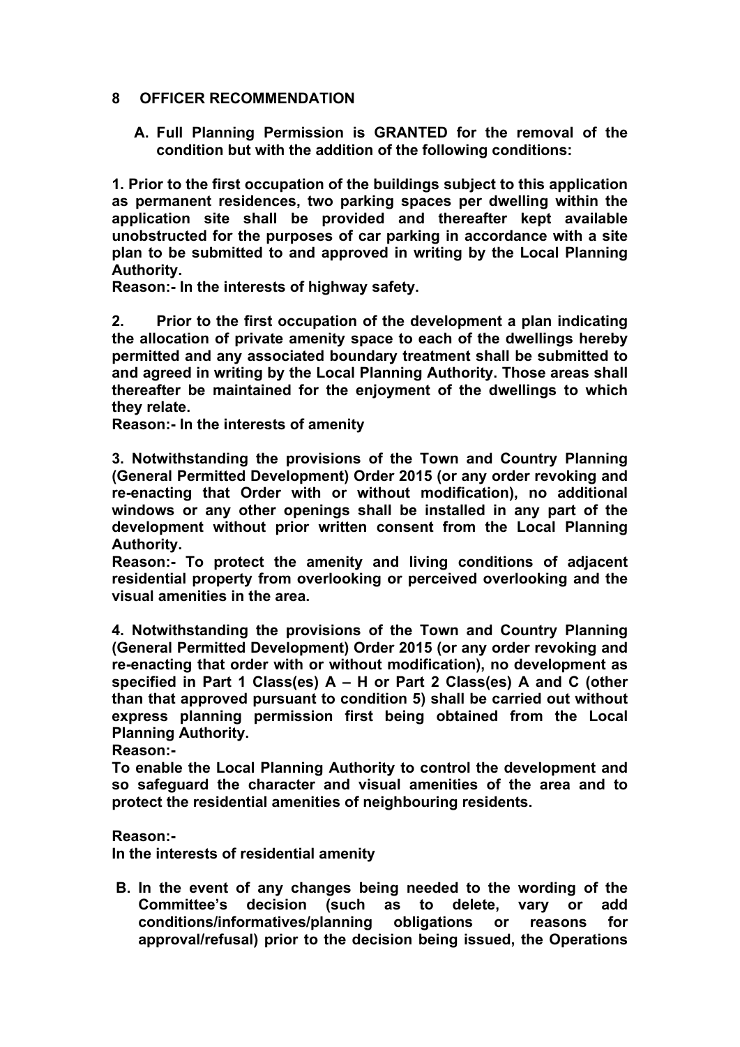## 8 OFFICER RECOMMENDATION

**A. Full Planning Permission is GRANTED for the removal of the condition but with the addition of the following conditions:**

**1. Prior to the first occupation of the buildings subject to this application as permanent residences, two parking spaces per dwelling within the application site shall be provided and thereafter kept available unobstructed for the purposes of car parking in accordance with a site plan to be submitted to and approved in writing by the Local Planning Authority.**
**Reason:- In the interests of highway safety.**

**2. Prior to the first occupation of the development a plan indicating the allocation of private amenity space to each of the dwellings hereby permitted and any associated boundary treatment shall be submitted to and agreed in writing by the Local Planning Authority. Those areas shall thereafter be maintained for the enjoyment of the dwellings to which they relate.**
**Reason:- In the interests of amenity**

**3. Notwithstanding the provisions of the Town and Country Planning (General Permitted Development) Order 2015 (or any order revoking and re-enacting that Order with or without modification), no additional windows or any other openings shall be installed in any part of the development without prior written consent from the Local Planning Authority.**
**Reason:- To protect the amenity and living conditions of adjacent residential property from overlooking or perceived overlooking and the visual amenities in the area.**

**4. Notwithstanding the provisions of the Town and Country Planning (General Permitted Development) Order 2015 (or any order revoking and re-enacting that order with or without modification), no development as specified in Part 1 Class(es) A – H or Part 2 Class(es) A and C (other than that approved pursuant to condition 5) shall be carried out without express planning permission first being obtained from the Local Planning Authority.**
**Reason:-**
**To enable the Local Planning Authority to control the development and so safeguard the character and visual amenities of the area and to protect the residential amenities of neighbouring residents.**

**Reason:-**
**In the interests of residential amenity**

**B. In the event of any changes being needed to the wording of the Committee's decision (such as to delete, vary or add conditions/informatives/planning obligations or reasons for approval/refusal) prior to the decision being issued, the Operations**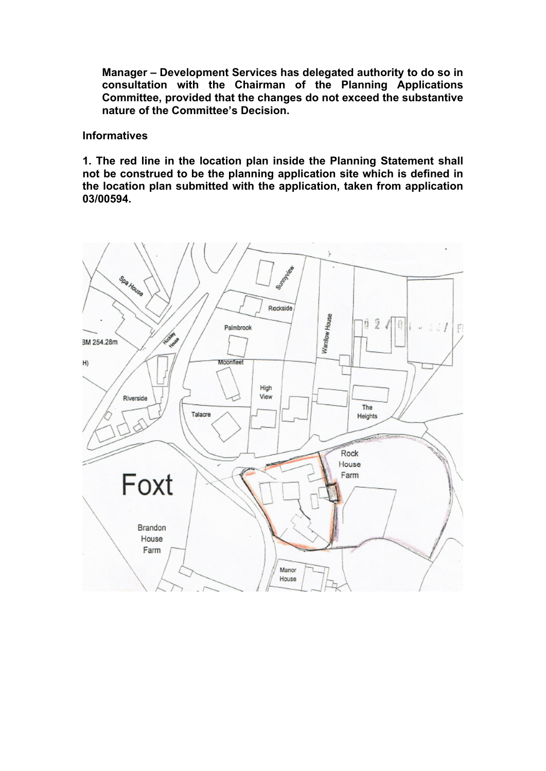**Manager – Development Services has delegated authority to do so in consultation with the Chairman of the Planning Applications Committee, provided that the changes do not exceed the substantive nature of the Committee's Decision.**

**Informatives**

**1. The red line in the location plan inside the Planning Statement shall not be construed to be the planning application site which is defined in the location plan submitted with the application, taken from application 03/00594.**